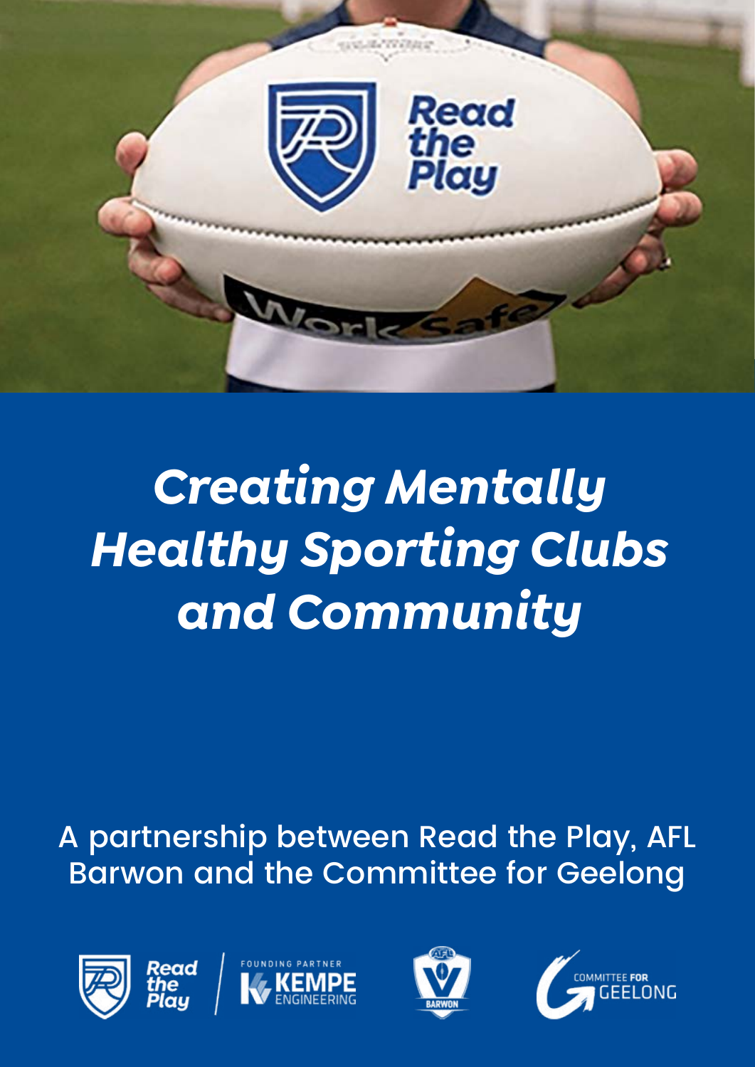# *Creating Mentally Healthy Sporting Clubs and Community*

A partnership between Read the Play, AFL Barwon and the Committee for Geelong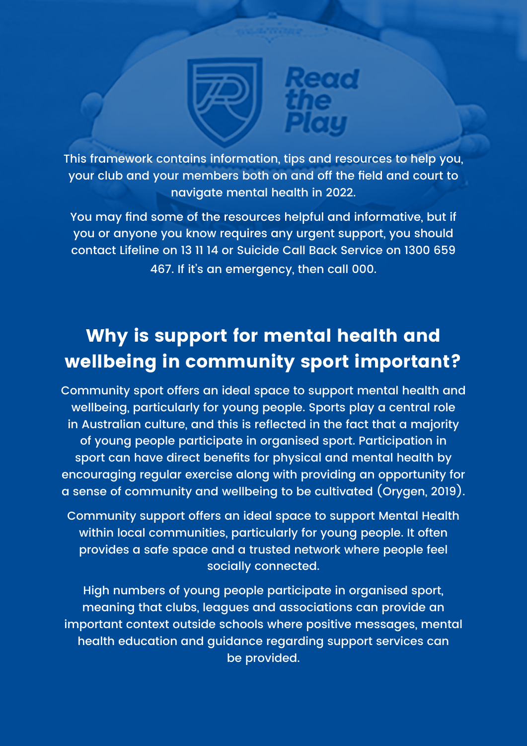Read the Play

This framework contains information, tips and resources to help you, your club and your members both on and off the field and court to navigate mental health in 2022.

You may find some of the resources helpful and informative, but if you or anyone you know requires any urgent support, you should contact Lifeline on 13 11 14 or Suicide Call Back Service on 1300 659 467. If it's an emergency, then call 000.

## Why is support for mental health and wellbeing in community sport important?

Community sport offers an ideal space to support mental health and wellbeing, particularly for young people. Sports play a central role in Australian culture, and this is reflected in the fact that a majority of young people participate in organised sport. Participation in sport can have direct benefits for physical and mental health by encouraging regular exercise along with providing an opportunity for a sense of community and wellbeing to be cultivated (Orygen, 2019).

Community support offers an ideal space to support Mental Health within local communities, particularly for young people. It often provides a safe space and a trusted network where people feel socially connected.

High numbers of young people participate in organised sport, meaning that clubs, leagues and associations can provide an important context outside schools where positive messages, mental health education and guidance regarding support services can be provided.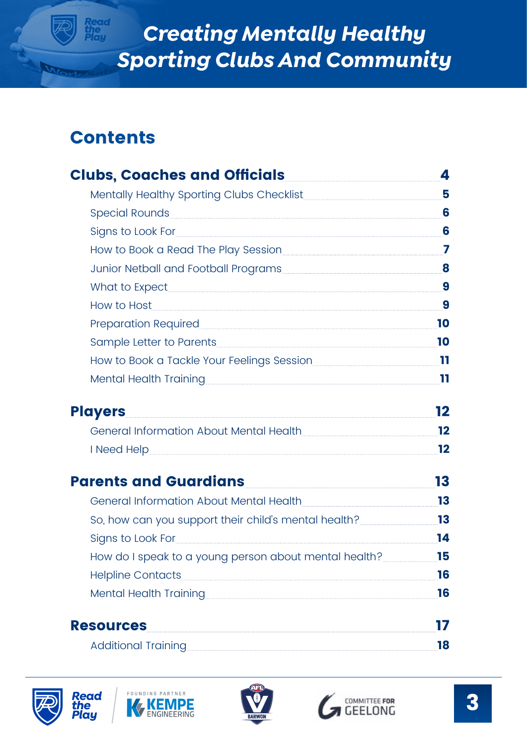# Contents

**Clubs, Coaches and Officials** 4

- Mentally Healthy Sporting Clubs Checklist 5
- Special Rounds 6
- Signs to Look For 6
- How to Book a Read The Play Session 7
- Junior Netball and Football Programs 8
- What to Expect 9
- How to Host 9
- Preparation Required 10
- Sample Letter to Parents 10
- How to Book a Tackle Your Feelings Session 11
- Mental Health Training 11

**Players** 12

- General Information About Mental Health 12
- I Need Help 12

**Parents and Guardians** 13

- General Information About Mental Health 13
- So, how can you support their child's mental health? 13
- Signs to Look For 14
- How do I speak to a young person about mental health? 15
- Helpline Contacts 16
- Mental Health Training 16

**Resources** 17

- Additional Training 18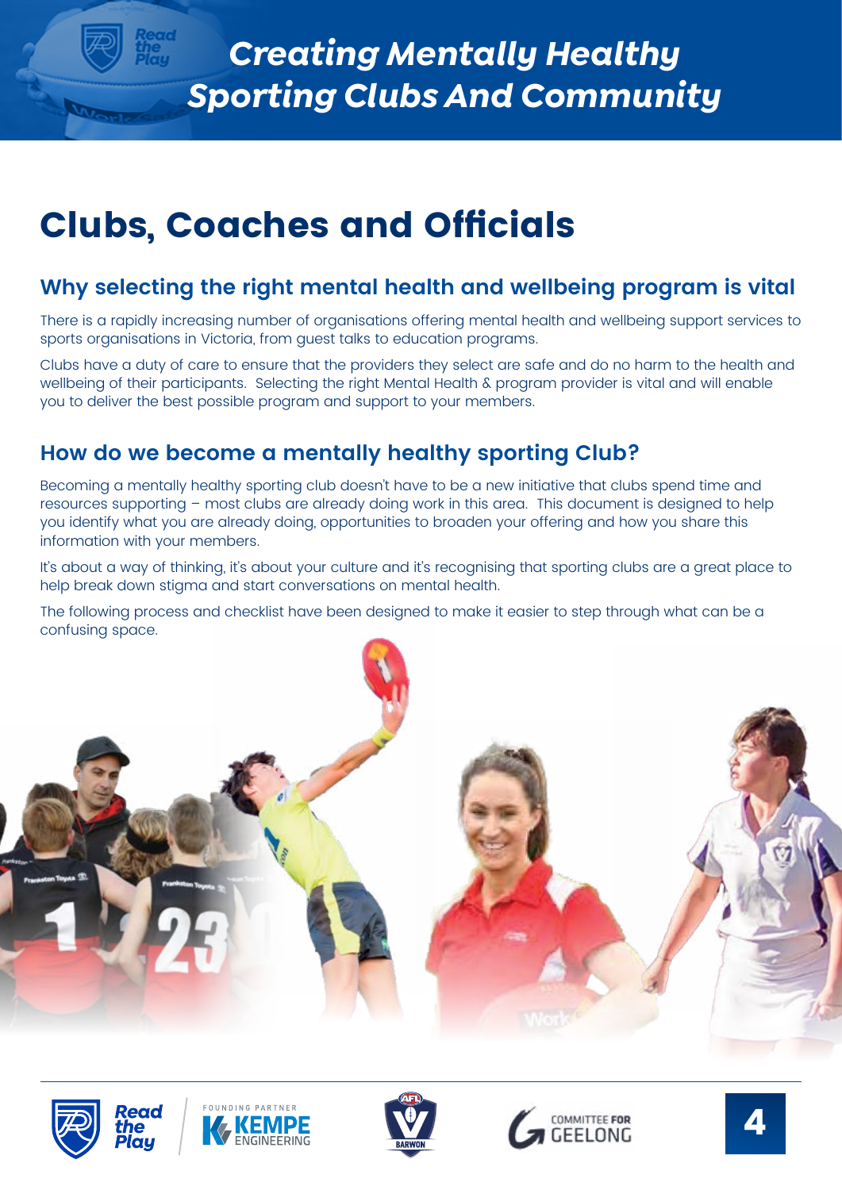# Clubs, Coaches and Officials

## Why selecting the right mental health and wellbeing program is vital

There is a rapidly increasing number of organisations offering mental health and wellbeing support services to sports organisations in Victoria, from guest talks to education programs.

Clubs have a duty of care to ensure that the providers they select are safe and do no harm to the health and wellbeing of their participants. Selecting the right Mental Health & program provider is vital and will enable you to deliver the best possible program and support to your members.

## How do we become a mentally healthy sporting Club?

Becoming a mentally healthy sporting club doesn't have to be a new initiative that clubs spend time and resources supporting – most clubs are already doing work in this area. This document is designed to help you identify what you are already doing, opportunities to broaden your offering and how you share this information with your members.

It's about a way of thinking, it's about your culture and it's recognising that sporting clubs are a great place to help break down stigma and start conversations on mental health.

The following process and checklist have been designed to make it easier to step through what can be a confusing space.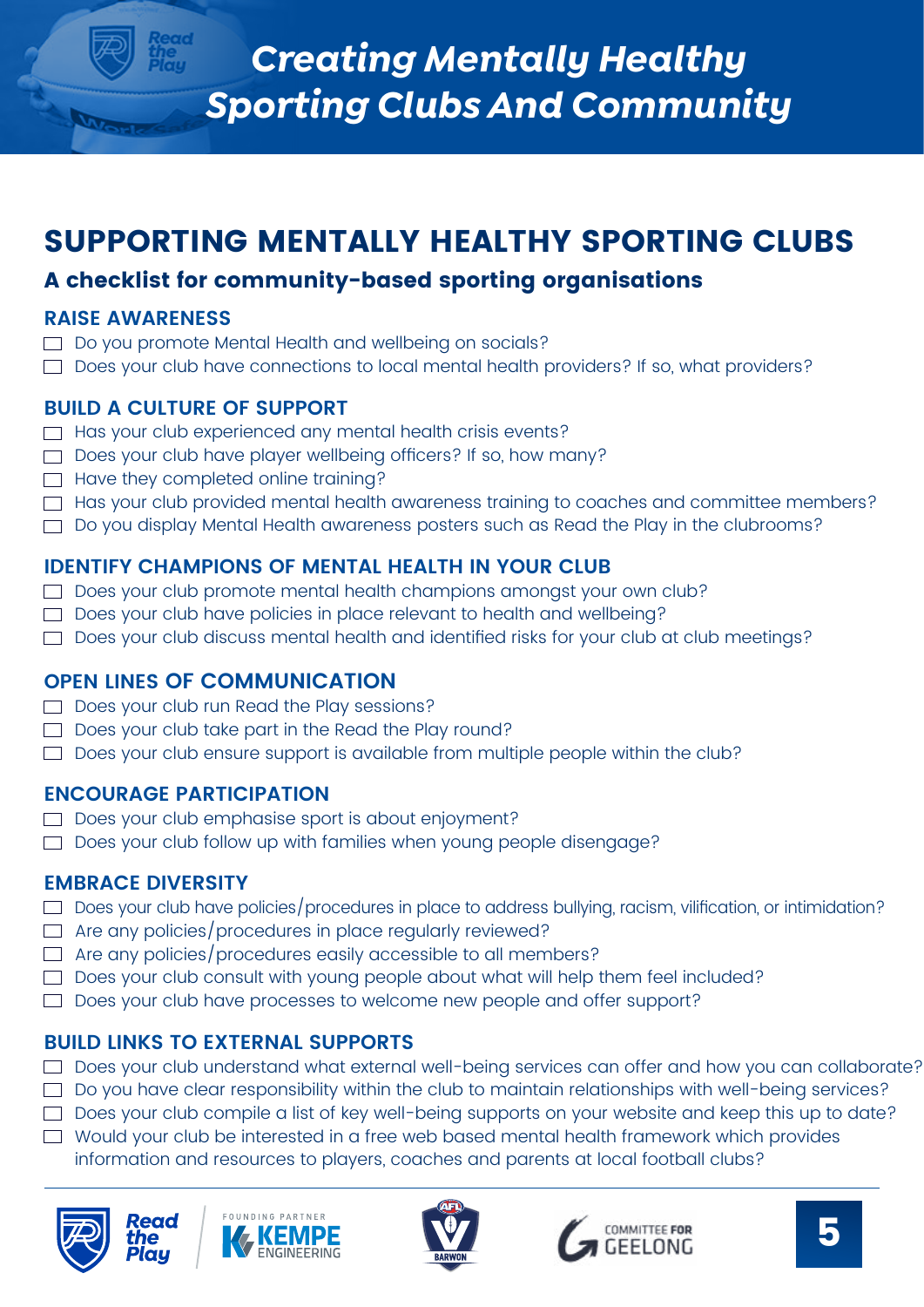# SUPPORTING MENTALLY HEALTHY SPORTING CLUBS

## A checklist for community-based sporting organisations

### RAISE AWARENESS

- [ ] Do you promote Mental Health and wellbeing on socials?
- [ ] Does your club have connections to local mental health providers? If so, what providers?

### BUILD A CULTURE OF SUPPORT

- [ ] Has your club experienced any mental health crisis events?
- [ ] Does your club have player wellbeing officers? If so, how many?
- [ ] Have they completed online training?
- [ ] Has your club provided mental health awareness training to coaches and committee members?
- [ ] Do you display Mental Health awareness posters such as Read the Play in the clubrooms?

### IDENTIFY CHAMPIONS OF MENTAL HEALTH IN YOUR CLUB

- [ ] Does your club promote mental health champions amongst your own club?
- [ ] Does your club have policies in place relevant to health and wellbeing?
- [ ] Does your club discuss mental health and identified risks for your club at club meetings?

### OPEN LINES OF COMMUNICATION

- [ ] Does your club run Read the Play sessions?
- [ ] Does your club take part in the Read the Play round?
- [ ] Does your club ensure support is available from multiple people within the club?

### ENCOURAGE PARTICIPATION

- [ ] Does your club emphasise sport is about enjoyment?
- [ ] Does your club follow up with families when young people disengage?

### EMBRACE DIVERSITY

- [ ] Does your club have policies/procedures in place to address bullying, racism, vilification, or intimidation?
- [ ] Are any policies/procedures in place regularly reviewed?
- [ ] Are any policies/procedures easily accessible to all members?
- [ ] Does your club consult with young people about what will help them feel included?
- [ ] Does your club have processes to welcome new people and offer support?

### BUILD LINKS TO EXTERNAL SUPPORTS

- [ ] Does your club understand what external well-being services can offer and how you can collaborate?
- [ ] Do you have clear responsibility within the club to maintain relationships with well-being services?
- [ ] Does your club compile a list of key well-being supports on your website and keep this up to date?
- [ ] Would your club be interested in a free web based mental health framework which provides information and resources to players, coaches and parents at local football clubs?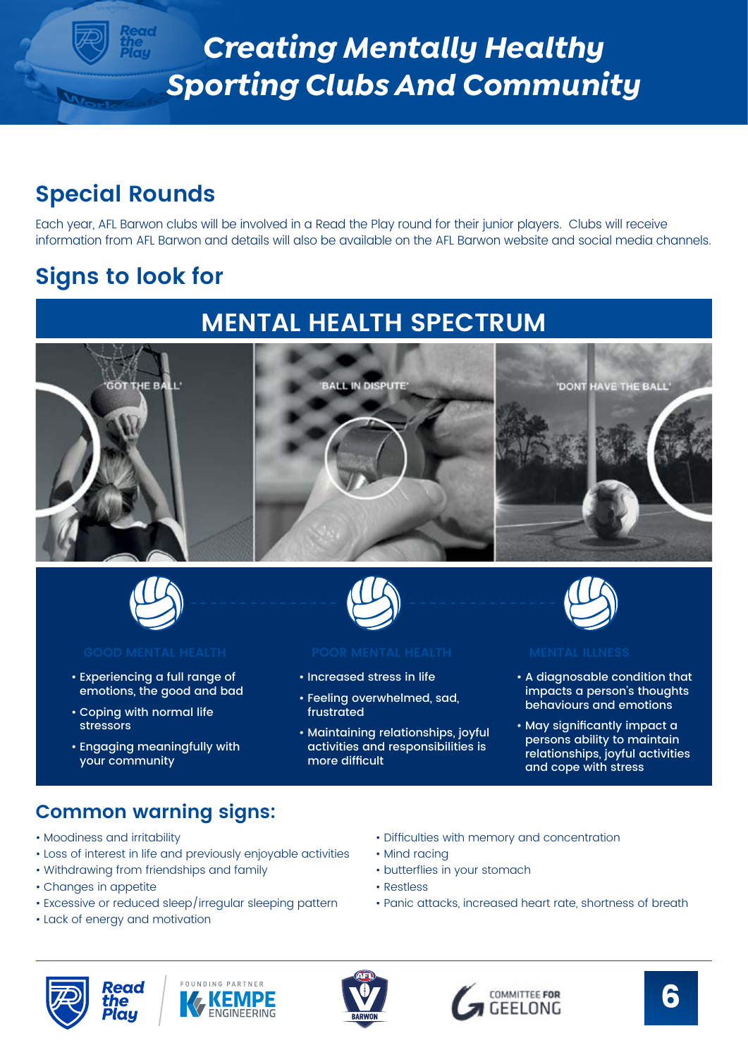# Creating Mentally Healthy Sporting Clubs And Community

## Special Rounds

Each year, AFL Barwon clubs will be involved in a Read the Play round for their junior players. Clubs will receive information from AFL Barwon and details will also be available on the AFL Barwon website and social media channels.

## Signs to look for

### MENTAL HEALTH SPECTRUM

'GOT THE BALL'

'BALL IN DISPUTE'

'DONT HAVE THE BALL'

**GOOD MENTAL HEALTH**

- Experiencing a full range of emotions, the good and bad
- Coping with normal life stressors
- Engaging meaningfully with your community

**POOR MENTAL HEALTH**

- Increased stress in life
- Feeling overwhelmed, sad, frustrated
- Maintaining relationships, joyful activities and responsibilities is more difficult

**MENTAL ILLNESS**

- A diagnosable condition that impacts a person's thoughts behaviours and emotions
- May significantly impact a persons ability to maintain relationships, joyful activities and cope with stress

## Common warning signs:

- Moodiness and irritability
- Loss of interest in life and previously enjoyable activities
- Withdrawing from friendships and family
- Changes in appetite
- Excessive or reduced sleep/irregular sleeping pattern
- Lack of energy and motivation
- Difficulties with memory and concentration
- Mind racing
- butterflies in your stomach
- Restless
- Panic attacks, increased heart rate, shortness of breath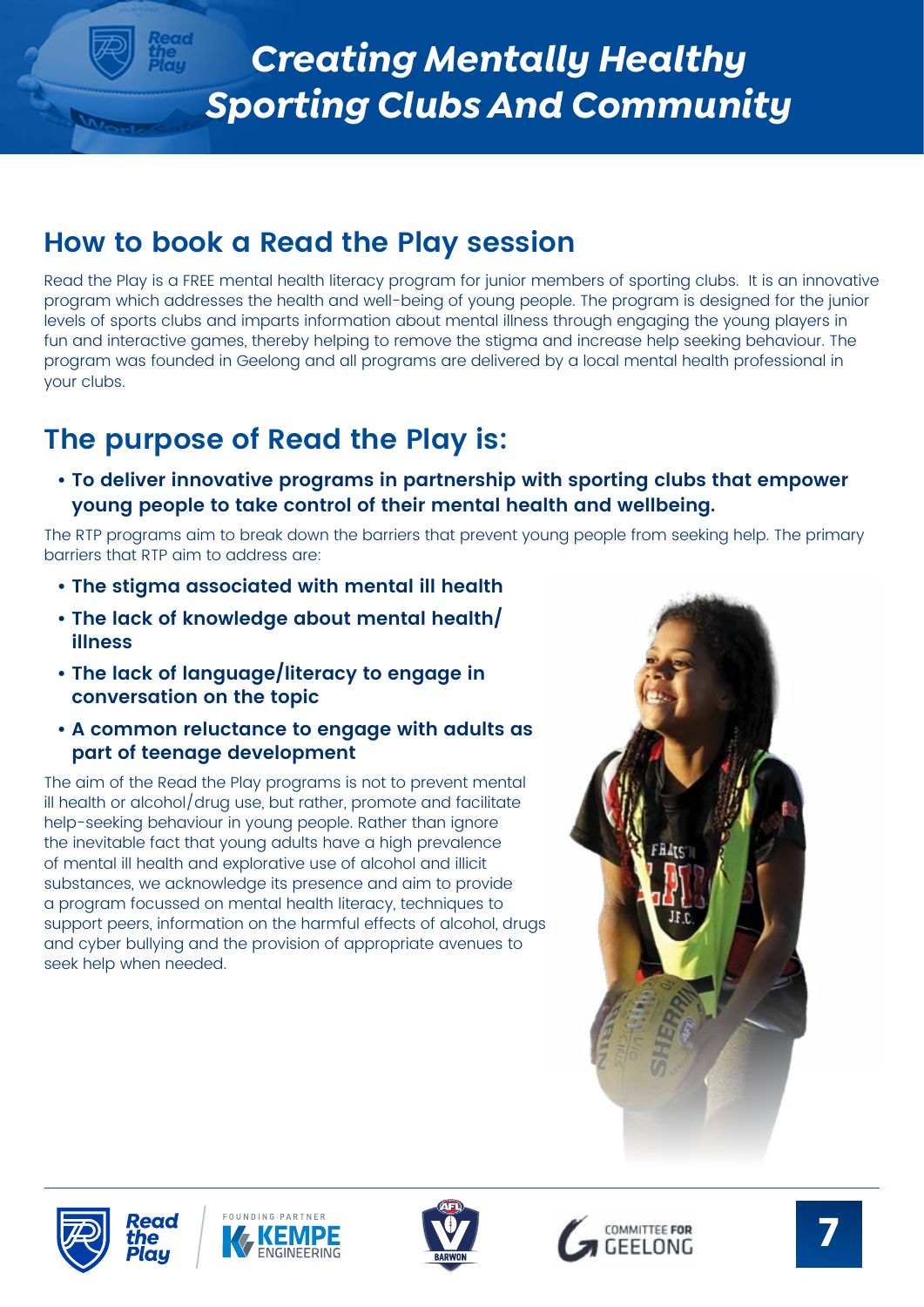# Creating Mentally Healthy Sporting Clubs And Community

## How to book a Read the Play session

Read the Play is a FREE mental health literacy program for junior members of sporting clubs. It is an innovative program which addresses the health and well-being of young people. The program is designed for the junior levels of sports clubs and imparts information about mental illness through engaging the young players in fun and interactive games, thereby helping to remove the stigma and increase help seeking behaviour. The program was founded in Geelong and all programs are delivered by a local mental health professional in your clubs.

## The purpose of Read the Play is:

- **To deliver innovative programs in partnership with sporting clubs that empower young people to take control of their mental health and wellbeing.**

The RTP programs aim to break down the barriers that prevent young people from seeking help. The primary barriers that RTP aim to address are:

- **The stigma associated with mental ill health**
- **The lack of knowledge about mental health/illness**
- **The lack of language/literacy to engage in conversation on the topic**
- **A common reluctance to engage with adults as part of teenage development**

The aim of the Read the Play programs is not to prevent mental ill health or alcohol/drug use, but rather, promote and facilitate help-seeking behaviour in young people. Rather than ignore the inevitable fact that young adults have a high prevalence of mental ill health and explorative use of alcohol and illicit substances, we acknowledge its presence and aim to provide a program focussed on mental health literacy, techniques to support peers, information on the harmful effects of alcohol, drugs and cyber bullying and the provision of appropriate avenues to seek help when needed.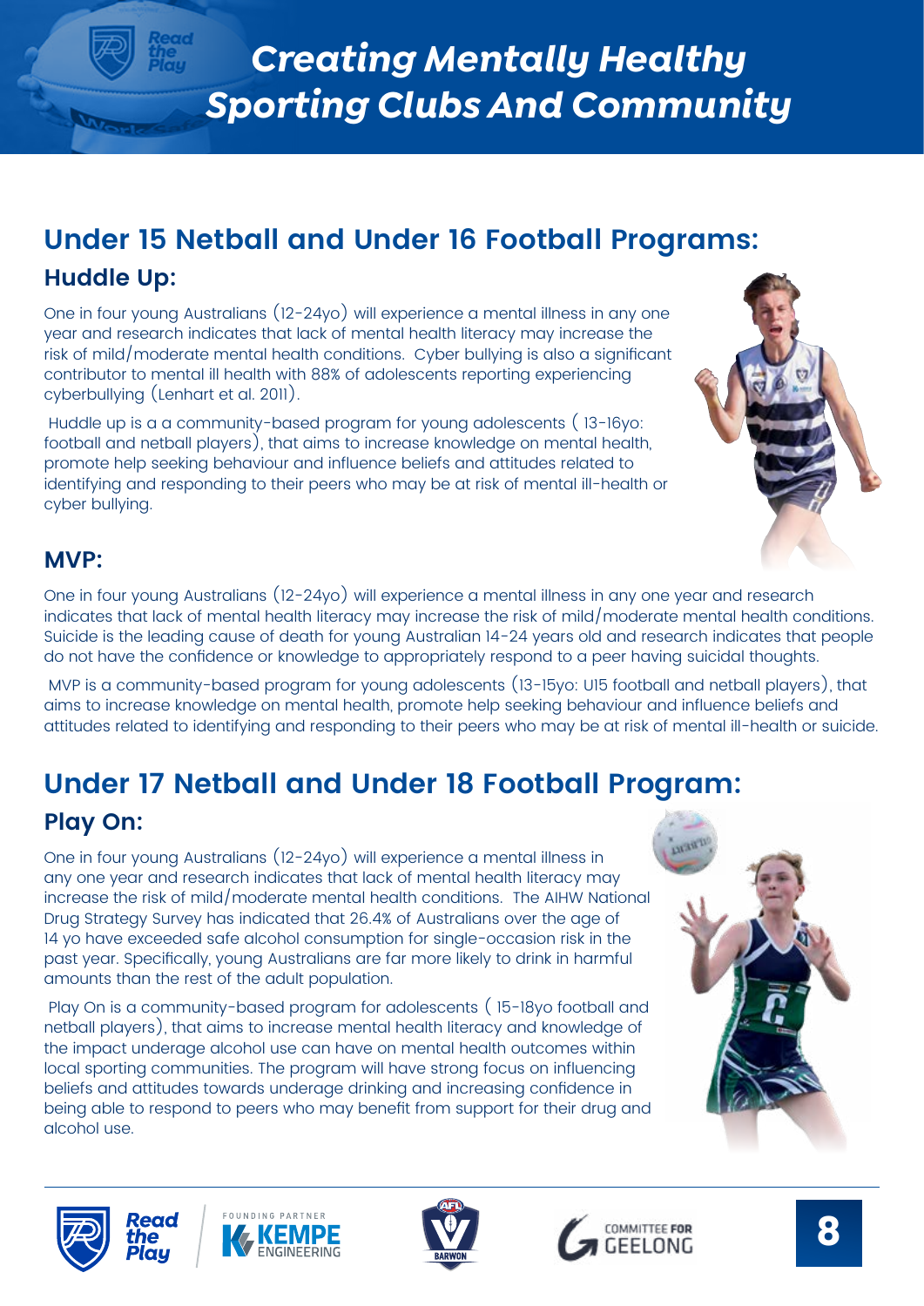# Creating Mentally Healthy Sporting Clubs And Community

## Under 15 Netball and Under 16 Football Programs:

### Huddle Up:

One in four young Australians (12-24yo) will experience a mental illness in any one year and research indicates that lack of mental health literacy may increase the risk of mild/moderate mental health conditions. Cyber bullying is also a significant contributor to mental ill health with 88% of adolescents reporting experiencing cyberbullying (Lenhart et al. 2011).

Huddle up is a a community-based program for young adolescents ( 13-16yo: football and netball players), that aims to increase knowledge on mental health, promote help seeking behaviour and influence beliefs and attitudes related to identifying and responding to their peers who may be at risk of mental ill-health or cyber bullying.

### MVP:

One in four young Australians (12-24yo) will experience a mental illness in any one year and research indicates that lack of mental health literacy may increase the risk of mild/moderate mental health conditions. Suicide is the leading cause of death for young Australian 14-24 years old and research indicates that people do not have the confidence or knowledge to appropriately respond to a peer having suicidal thoughts.

MVP is a community-based program for young adolescents (13-15yo: U15 football and netball players), that aims to increase knowledge on mental health, promote help seeking behaviour and influence beliefs and attitudes related to identifying and responding to their peers who may be at risk of mental ill-health or suicide.

## Under 17 Netball and Under 18 Football Program:

### Play On:

One in four young Australians (12-24yo) will experience a mental illness in any one year and research indicates that lack of mental health literacy may increase the risk of mild/moderate mental health conditions. The AIHW National Drug Strategy Survey has indicated that 26.4% of Australians over the age of 14 yo have exceeded safe alcohol consumption for single-occasion risk in the past year. Specifically, young Australians are far more likely to drink in harmful amounts than the rest of the adult population.

Play On is a community-based program for adolescents ( 15-18yo football and netball players), that aims to increase mental health literacy and knowledge of the impact underage alcohol use can have on mental health outcomes within local sporting communities. The program will have strong focus on influencing beliefs and attitudes towards underage drinking and increasing confidence in being able to respond to peers who may benefit from support for their drug and alcohol use.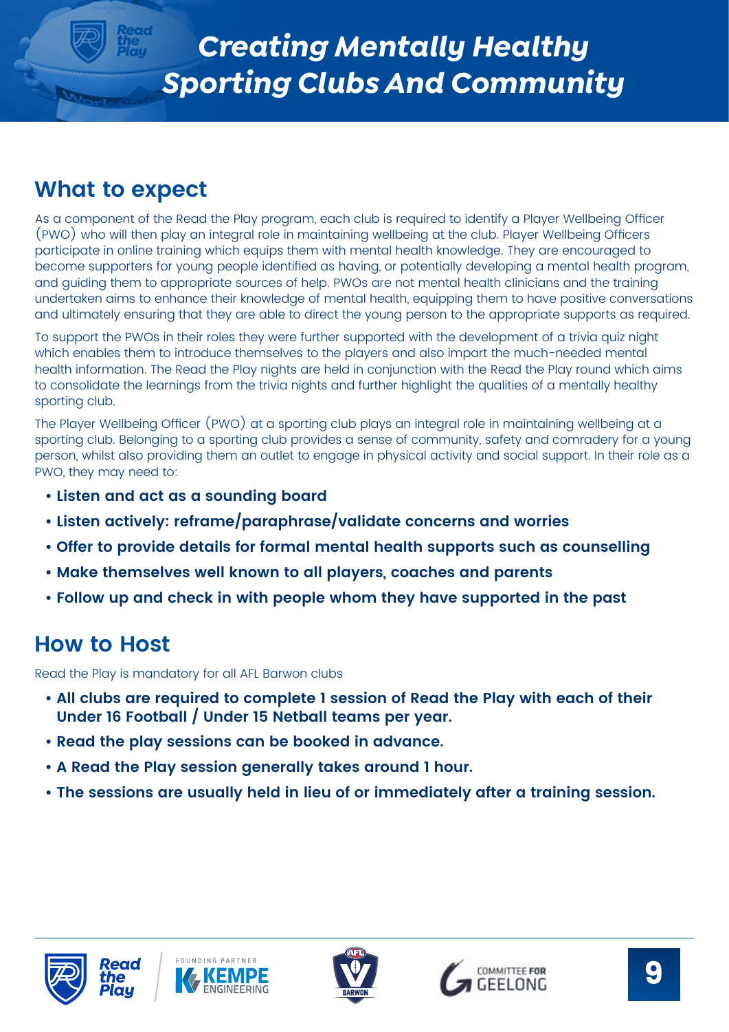# Creating Mentally Healthy Sporting Clubs And Community

## What to expect

As a component of the Read the Play program, each club is required to identify a Player Wellbeing Officer (PWO) who will then play an integral role in maintaining wellbeing at the club. Player Wellbeing Officers participate in online training which equips them with mental health knowledge. They are encouraged to become supporters for young people identified as having, or potentially developing a mental health program, and guiding them to appropriate sources of help. PWOs are not mental health clinicians and the training undertaken aims to enhance their knowledge of mental health, equipping them to have positive conversations and ultimately ensuring that they are able to direct the young person to the appropriate supports as required.

To support the PWOs in their roles they were further supported with the development of a trivia quiz night which enables them to introduce themselves to the players and also impart the much-needed mental health information. The Read the Play nights are held in conjunction with the Read the Play round which aims to consolidate the learnings from the trivia nights and further highlight the qualities of a mentally healthy sporting club.

The Player Wellbeing Officer (PWO) at a sporting club plays an integral role in maintaining wellbeing at a sporting club. Belonging to a sporting club provides a sense of community, safety and comradery for a young person, whilst also providing them an outlet to engage in physical activity and social support. In their role as a PWO, they may need to:

- **Listen and act as a sounding board**
- **Listen actively: reframe/paraphrase/validate concerns and worries**
- **Offer to provide details for formal mental health supports such as counselling**
- **Make themselves well known to all players, coaches and parents**
- **Follow up and check in with people whom they have supported in the past**

## How to Host

Read the Play is mandatory for all AFL Barwon clubs

- **All clubs are required to complete 1 session of Read the Play with each of their Under 16 Football / Under 15 Netball teams per year.**
- **Read the play sessions can be booked in advance.**
- **A Read the Play session generally takes around 1 hour.**
- **The sessions are usually held in lieu of or immediately after a training session.**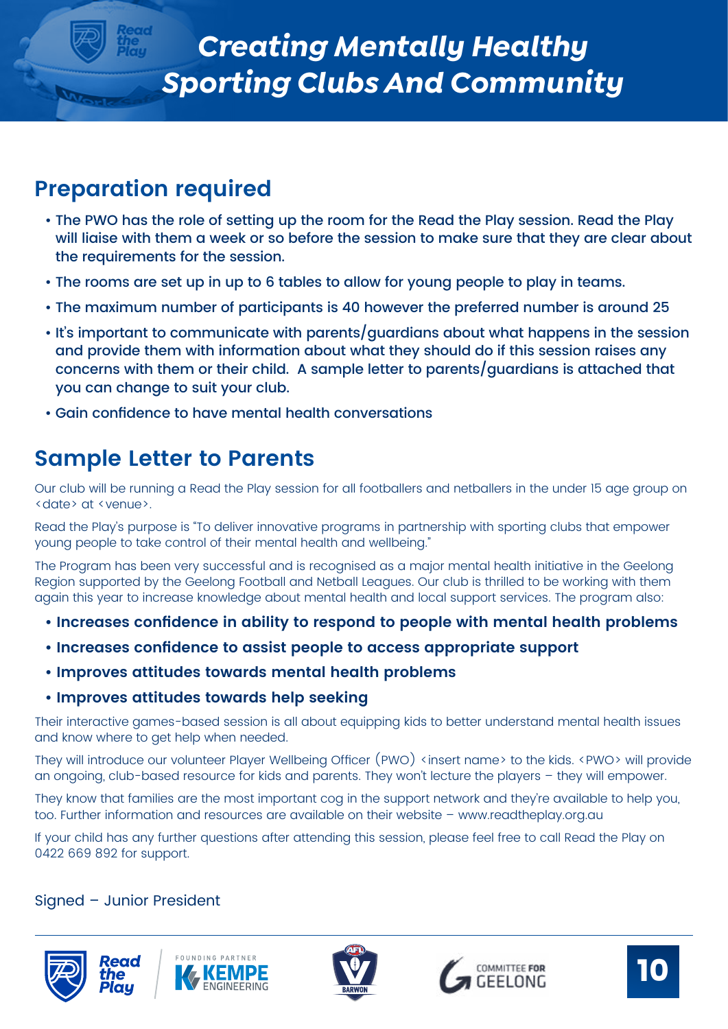# Creating Mentally Healthy Sporting Clubs And Community

## Preparation required

- The PWO has the role of setting up the room for the Read the Play session. Read the Play will liaise with them a week or so before the session to make sure that they are clear about the requirements for the session.
- The rooms are set up in up to 6 tables to allow for young people to play in teams.
- The maximum number of participants is 40 however the preferred number is around 25
- It's important to communicate with parents/guardians about what happens in the session and provide them with information about what they should do if this session raises any concerns with them or their child. A sample letter to parents/guardians is attached that you can change to suit your club.
- Gain confidence to have mental health conversations

## Sample Letter to Parents

Our club will be running a Read the Play session for all footballers and netballers in the under 15 age group on <date> at <venue>.

Read the Play's purpose is "To deliver innovative programs in partnership with sporting clubs that empower young people to take control of their mental health and wellbeing."

The Program has been very successful and is recognised as a major mental health initiative in the Geelong Region supported by the Geelong Football and Netball Leagues. Our club is thrilled to be working with them again this year to increase knowledge about mental health and local support services. The program also:

- **Increases confidence in ability to respond to people with mental health problems**
- **Increases confidence to assist people to access appropriate support**
- **Improves attitudes towards mental health problems**
- **Improves attitudes towards help seeking**

Their interactive games-based session is all about equipping kids to better understand mental health issues and know where to get help when needed.

They will introduce our volunteer Player Wellbeing Officer (PWO) <insert name> to the kids. <PWO> will provide an ongoing, club-based resource for kids and parents. They won't lecture the players – they will empower.

They know that families are the most important cog in the support network and they're available to help you, too. Further information and resources are available on their website – www.readtheplay.org.au

If your child has any further questions after attending this session, please feel free to call Read the Play on 0422 669 892 for support.

Signed – Junior President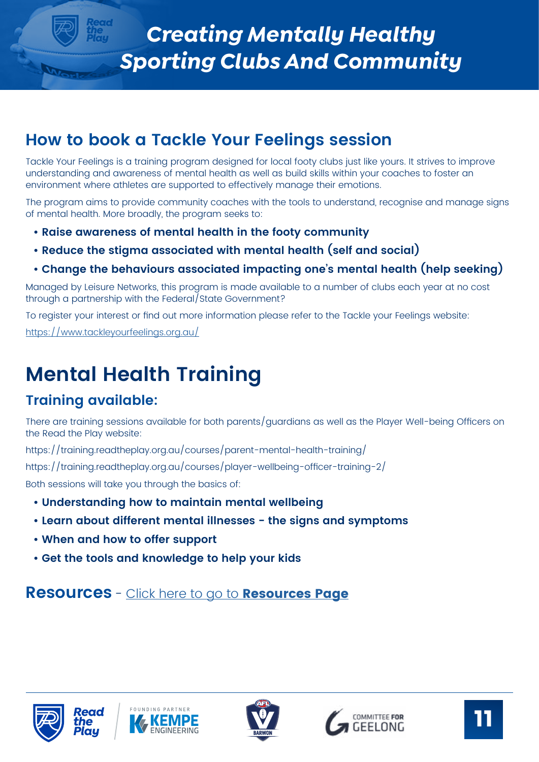# Creating Mentally Healthy Sporting Clubs And Community

## How to book a Tackle Your Feelings session

Tackle Your Feelings is a training program designed for local footy clubs just like yours. It strives to improve understanding and awareness of mental health as well as build skills within your coaches to foster an environment where athletes are supported to effectively manage their emotions.

The program aims to provide community coaches with the tools to understand, recognise and manage signs of mental health. More broadly, the program seeks to:

- **Raise awareness of mental health in the footy community**
- **Reduce the stigma associated with mental health (self and social)**
- **Change the behaviours associated impacting one's mental health (help seeking)**

Managed by Leisure Networks, this program is made available to a number of clubs each year at no cost through a partnership with the Federal/State Government?

To register your interest or find out more information please refer to the Tackle your Feelings website:

https://www.tackleyourfeelings.org.au/

# Mental Health Training

## Training available:

There are training sessions available for both parents/guardians as well as the Player Well-being Officers on the Read the Play website:

https://training.readtheplay.org.au/courses/parent-mental-health-training/

https://training.readtheplay.org.au/courses/player-wellbeing-officer-training-2/

Both sessions will take you through the basics of:

- **Understanding how to maintain mental wellbeing**
- **Learn about different mental illnesses - the signs and symptoms**
- **When and how to offer support**
- **Get the tools and knowledge to help your kids**

## Resources - Click here to go to **Resources Page**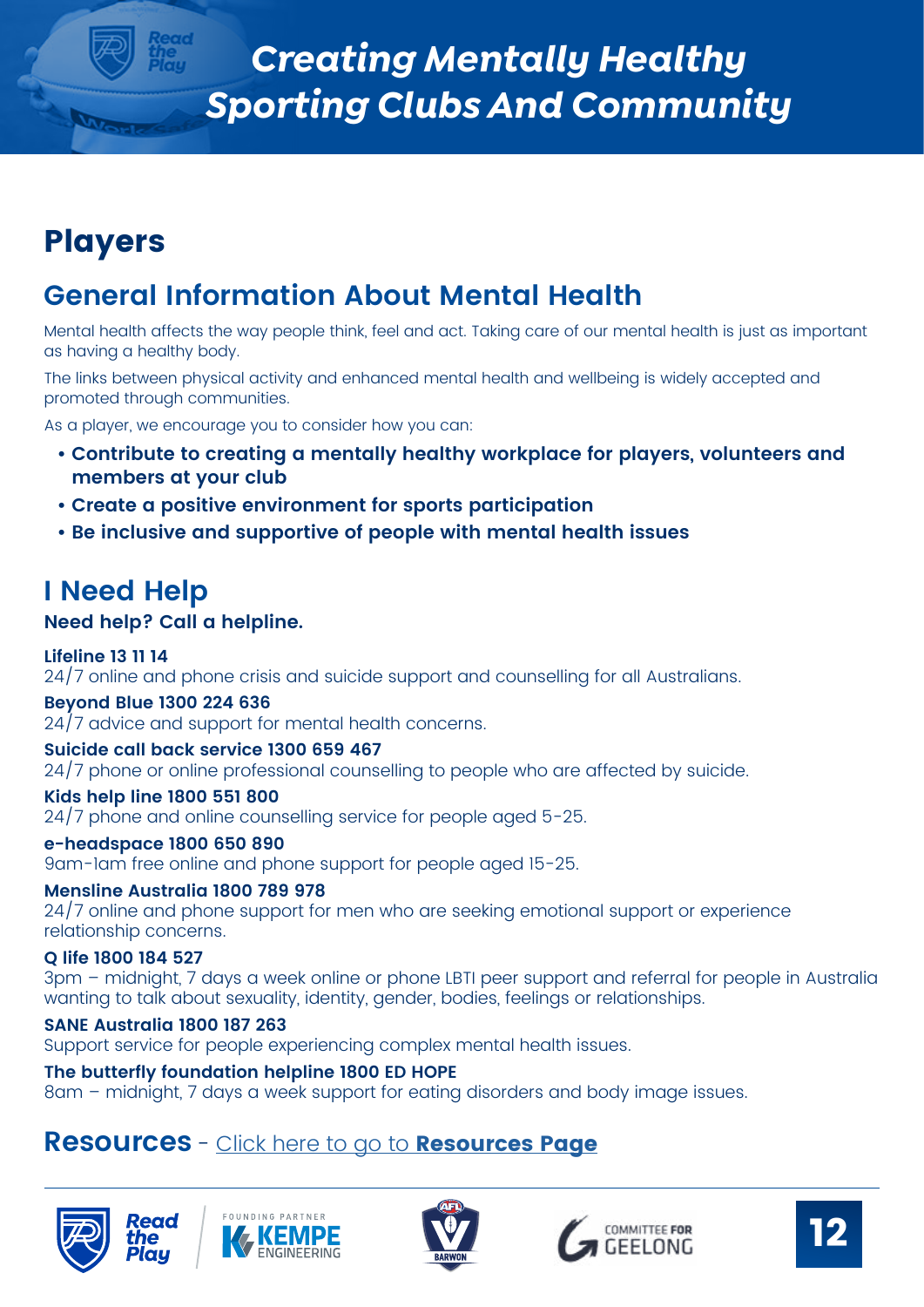# Creating Mentally Healthy Sporting Clubs And Community

## Players

### General Information About Mental Health

Mental health affects the way people think, feel and act. Taking care of our mental health is just as important as having a healthy body.

The links between physical activity and enhanced mental health and wellbeing is widely accepted and promoted through communities.

As a player, we encourage you to consider how you can:

- **Contribute to creating a mentally healthy workplace for players, volunteers and members at your club**
- **Create a positive environment for sports participation**
- **Be inclusive and supportive of people with mental health issues**

### I Need Help

**Need help? Call a helpline.**

**Lifeline 13 11 14**
24/7 online and phone crisis and suicide support and counselling for all Australians.

**Beyond Blue 1300 224 636**
24/7 advice and support for mental health concerns.

**Suicide call back service 1300 659 467**
24/7 phone or online professional counselling to people who are affected by suicide.

**Kids help line 1800 551 800**
24/7 phone and online counselling service for people aged 5-25.

**e-headspace 1800 650 890**
9am-1am free online and phone support for people aged 15-25.

**Mensline Australia 1800 789 978**
24/7 online and phone support for men who are seeking emotional support or experience relationship concerns.

**Q life 1800 184 527**
3pm – midnight, 7 days a week online or phone LBTI peer support and referral for people in Australia wanting to talk about sexuality, identity, gender, bodies, feelings or relationships.

**SANE Australia 1800 187 263**
Support service for people experiencing complex mental health issues.

**The butterfly foundation helpline 1800 ED HOPE**
8am – midnight, 7 days a week support for eating disorders and body image issues.

### Resources - Click here to go to **Resources Page**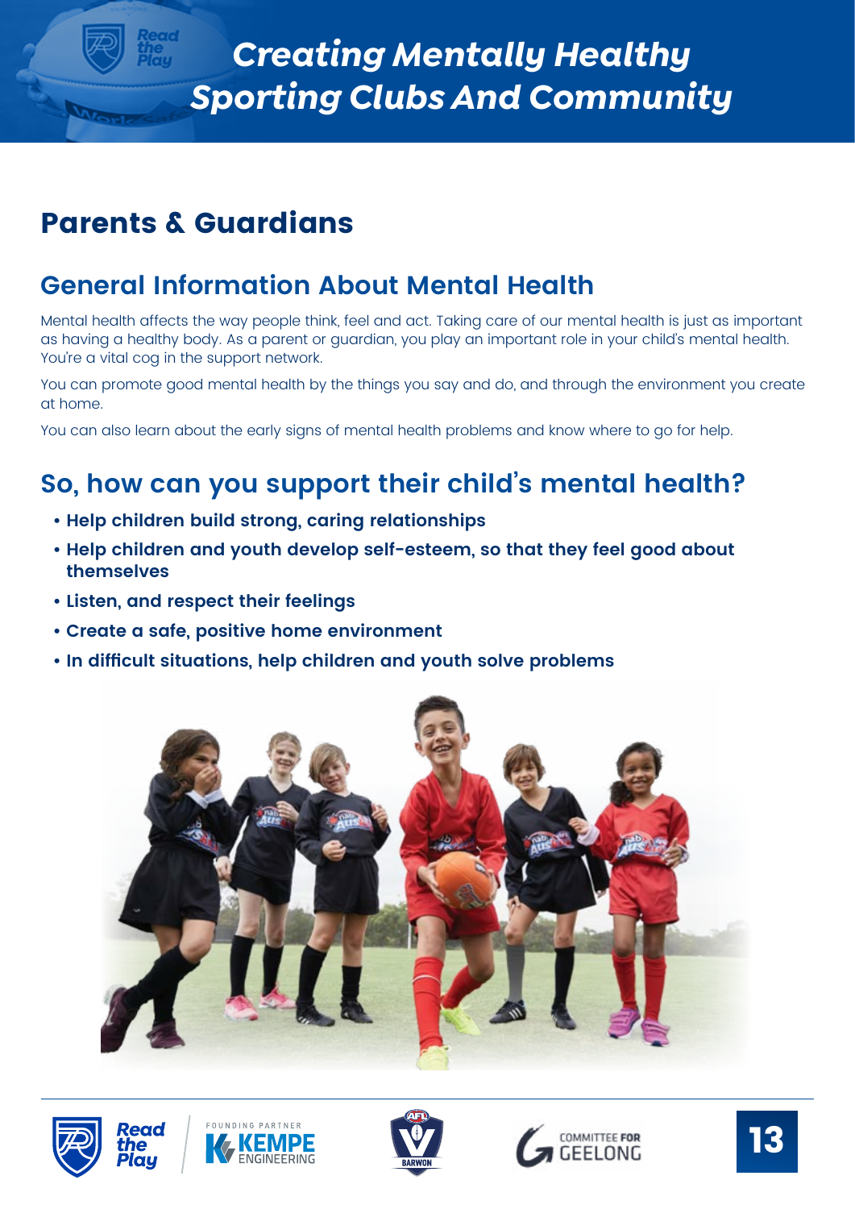# Parents & Guardians

## General Information About Mental Health

Mental health affects the way people think, feel and act. Taking care of our mental health is just as important as having a healthy body. As a parent or guardian, you play an important role in your child's mental health. You're a vital cog in the support network.

You can promote good mental health by the things you say and do, and through the environment you create at home.

You can also learn about the early signs of mental health problems and know where to go for help.

## So, how can you support their child's mental health?

- **Help children build strong, caring relationships**
- **Help children and youth develop self-esteem, so that they feel good about themselves**
- **Listen, and respect their feelings**
- **Create a safe, positive home environment**
- **In difficult situations, help children and youth solve problems**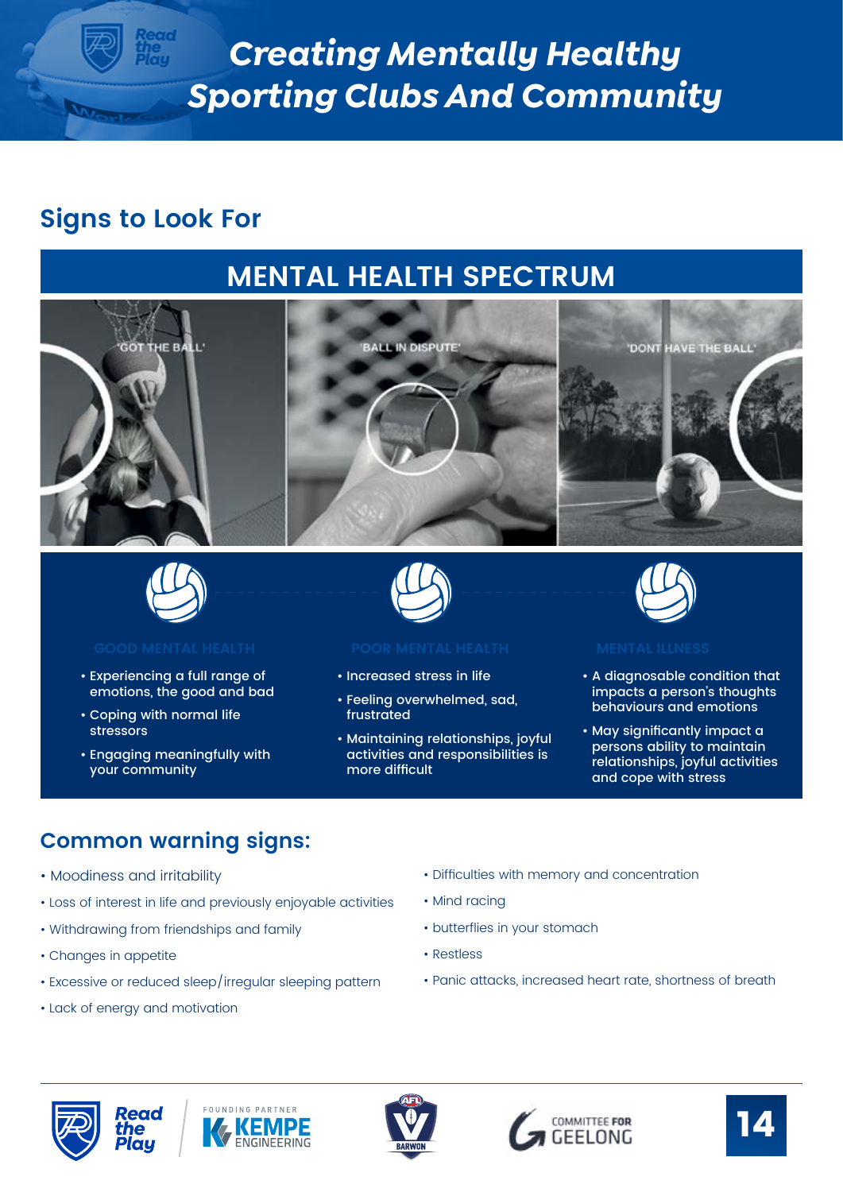# Creating Mentally Healthy Sporting Clubs And Community

## Signs to Look For

### MENTAL HEALTH SPECTRUM

'GOT THE BALL' — 'BALL IN DISPUTE' — 'DONT HAVE THE BALL'

**GOOD MENTAL HEALTH**

- Experiencing a full range of emotions, the good and bad
- Coping with normal life stressors
- Engaging meaningfully with your community

**POOR MENTAL HEALTH**

- Increased stress in life
- Feeling overwhelmed, sad, frustrated
- Maintaining relationships, joyful activities and responsibilities is more difficult

**MENTAL ILLNESS**

- A diagnosable condition that impacts a person's thoughts behaviours and emotions
- May significantly impact a persons ability to maintain relationships, joyful activities and cope with stress

## Common warning signs:

- Moodiness and irritability
- Loss of interest in life and previously enjoyable activities
- Withdrawing from friendships and family
- Changes in appetite
- Excessive or reduced sleep/irregular sleeping pattern
- Lack of energy and motivation
- Difficulties with memory and concentration
- Mind racing
- butterflies in your stomach
- Restless
- Panic attacks, increased heart rate, shortness of breath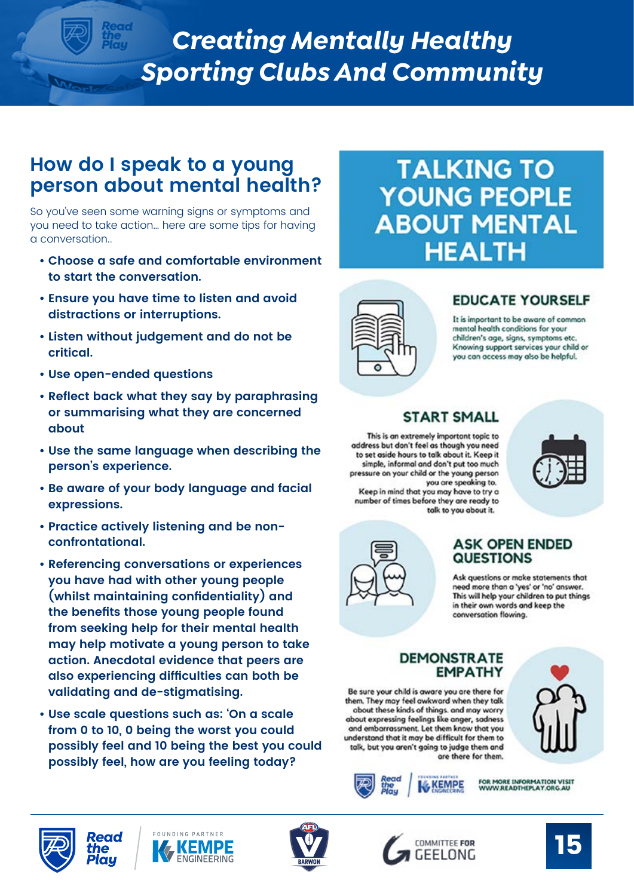# Creating Mentally Healthy Sporting Clubs And Community

## How do I speak to a young person about mental health?

So you've seen some warning signs or symptoms and you need to take action... here are some tips for having a conversation..

- **Choose a safe and comfortable environment to start the conversation.**
- **Ensure you have time to listen and avoid distractions or interruptions.**
- **Listen without judgement and do not be critical.**
- **Use open-ended questions**
- **Reflect back what they say by paraphrasing or summarising what they are concerned about**
- **Use the same language when describing the person's experience.**
- **Be aware of your body language and facial expressions.**
- **Practice actively listening and be non-confrontational.**
- **Referencing conversations or experiences you have had with other young people (whilst maintaining confidentiality) and the benefits those young people found from seeking help for their mental health may help motivate a young person to take action. Anecdotal evidence that peers are also experiencing difficulties can both be validating and de-stigmatising.**
- **Use scale questions such as: 'On a scale from 0 to 10, 0 being the worst you could possibly feel and 10 being the best you could possibly feel, how are you feeling today?**

## TALKING TO YOUNG PEOPLE ABOUT MENTAL HEALTH

### EDUCATE YOURSELF

It is important to be aware of common mental health conditions for your children's age, signs, symptoms etc. Knowing support services your child or you can access may also be helpful.

### START SMALL

This is an extremely important topic to address but don't feel as though you need to set aside hours to talk about it. Keep it simple, informal and don't put too much pressure on your child or the young person you are speaking to.
Keep in mind that you may have to try a number of times before they are ready to talk to you about it.

### ASK OPEN ENDED QUESTIONS

Ask questions or make statements that need more than a 'yes' or 'no' answer. This will help your children to put things in their own words and keep the conversation flowing.

### DEMONSTRATE EMPATHY

Be sure your child is aware you are there for them. They may feel awkward when they talk about these kinds of things. and may worry about expressing feelings like anger, sadness and embarrassment. Let them know that you understand that it may be difficult for them to talk, but you aren't going to judge them and are there for them.

FOR MORE INFORMATION VISIT WWW.READTHEPLAY.ORG.AU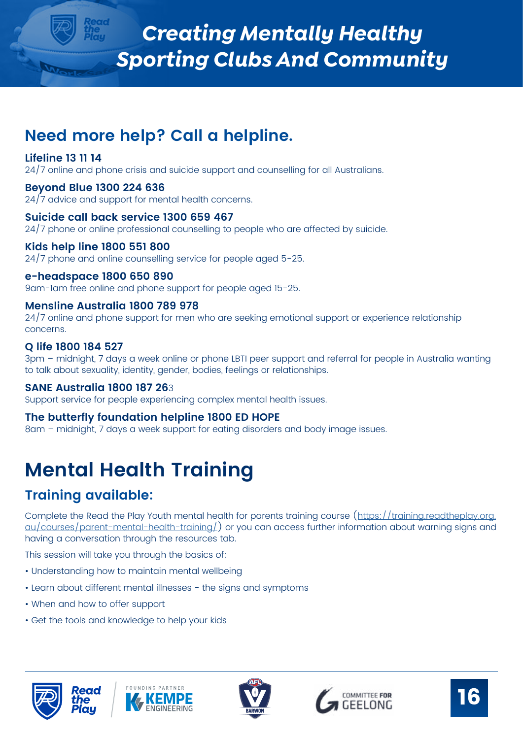# Creating Mentally Healthy Sporting Clubs And Community

## Need more help? Call a helpline.

**Lifeline 13 11 14**
24/7 online and phone crisis and suicide support and counselling for all Australians.

**Beyond Blue 1300 224 636**
24/7 advice and support for mental health concerns.

**Suicide call back service 1300 659 467**
24/7 phone or online professional counselling to people who are affected by suicide.

**Kids help line 1800 551 800**
24/7 phone and online counselling service for people aged 5-25.

**e-headspace 1800 650 890**
9am-1am free online and phone support for people aged 15-25.

**Mensline Australia 1800 789 978**
24/7 online and phone support for men who are seeking emotional support or experience relationship concerns.

**Q life 1800 184 527**
3pm – midnight, 7 days a week online or phone LBTI peer support and referral for people in Australia wanting to talk about sexuality, identity, gender, bodies, feelings or relationships.

**SANE Australia 1800 187 26**3
Support service for people experiencing complex mental health issues.

**The butterfly foundation helpline 1800 ED HOPE**
8am – midnight, 7 days a week support for eating disorders and body image issues.

# Mental Health Training

## Training available:

Complete the Read the Play Youth mental health for parents training course (https://training.readtheplay.org.au/courses/parent-mental-health-training/) or you can access further information about warning signs and having a conversation through the resources tab.

This session will take you through the basics of:

- Understanding how to maintain mental wellbeing
- Learn about different mental illnesses - the signs and symptoms
- When and how to offer support
- Get the tools and knowledge to help your kids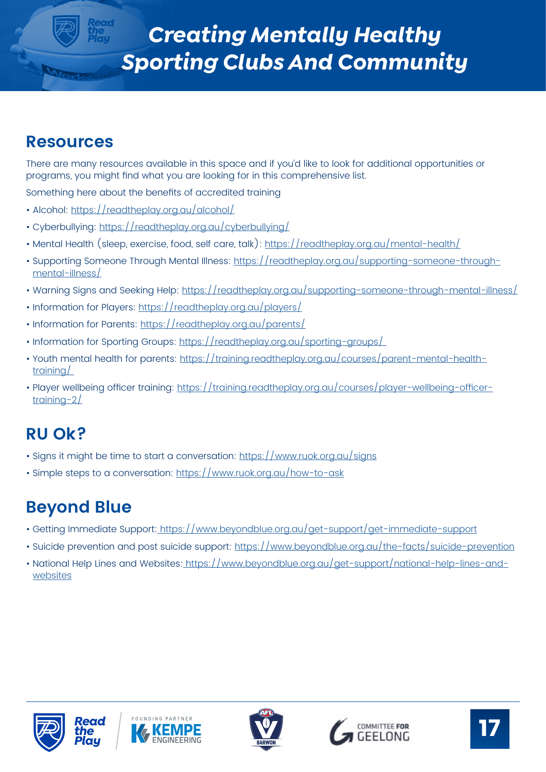## Resources

There are many resources available in this space and if you'd like to look for additional opportunities or programs, you might find what you are looking for in this comprehensive list.

Something here about the benefits of accredited training

- Alcohol: https://readtheplay.org.au/alcohol/
- Cyberbullying: https://readtheplay.org.au/cyberbullying/
- Mental Health (sleep, exercise, food, self care, talk): https://readtheplay.org.au/mental-health/
- Supporting Someone Through Mental Illness: https://readtheplay.org.au/supporting-someone-through-mental-illness/
- Warning Signs and Seeking Help: https://readtheplay.org.au/supporting-someone-through-mental-illness/
- Information for Players: https://readtheplay.org.au/players/
- Information for Parents: https://readtheplay.org.au/parents/
- Information for Sporting Groups: https://readtheplay.org.au/sporting-groups/
- Youth mental health for parents: https://training.readtheplay.org.au/courses/parent-mental-health-training/
- Player wellbeing officer training: https://training.readtheplay.org.au/courses/player-wellbeing-officer-training-2/

## RU Ok?

- Signs it might be time to start a conversation: https://www.ruok.org.au/signs
- Simple steps to a conversation: https://www.ruok.org.au/how-to-ask

## Beyond Blue

- Getting Immediate Support: https://www.beyondblue.org.au/get-support/get-immediate-support
- Suicide prevention and post suicide support: https://www.beyondblue.org.au/the-facts/suicide-prevention
- National Help Lines and Websites: https://www.beyondblue.org.au/get-support/national-help-lines-and-websites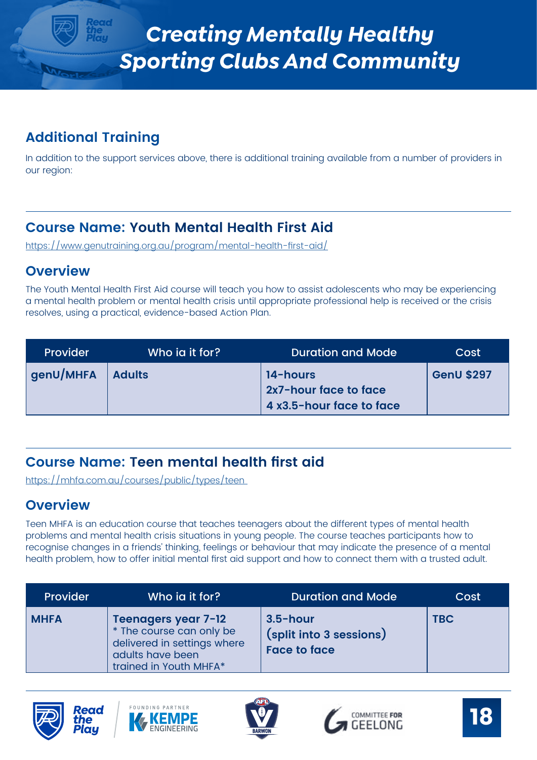# Creating Mentally Healthy Sporting Clubs And Community

## Additional Training

In addition to the support services above, there is additional training available from a number of providers in our region:

## Course Name: Youth Mental Health First Aid

https://www.genutraining.org.au/program/mental-health-first-aid/

### Overview

The Youth Mental Health First Aid course will teach you how to assist adolescents who may be experiencing a mental health problem or mental health crisis until appropriate professional help is received or the crisis resolves, using a practical, evidence-based Action Plan.

| Provider | Who ia it for? | Duration and Mode | Cost |
|---|---|---|---|
| **genU/MHFA** | **Adults** | **14-hours**<br>**2x7-hour face to face**<br>**4 x3.5-hour face to face** | **GenU $297** |

## Course Name: Teen mental health first aid

https://mhfa.com.au/courses/public/types/teen

### Overview

Teen MHFA is an education course that teaches teenagers about the different types of mental health problems and mental health crisis situations in young people. The course teaches participants how to recognise changes in a friends' thinking, feelings or behaviour that may indicate the presence of a mental health problem, how to offer initial mental first aid support and how to connect them with a trusted adult.

| Provider | Who ia it for? | Duration and Mode | Cost |
|---|---|---|---|
| **MHFA** | **Teenagers year 7-12**<br>* The course can only be delivered in settings where adults have been trained in Youth MHFA* | **3.5-hour**<br>**(split into 3 sessions)**<br>**Face to face** | **TBC** |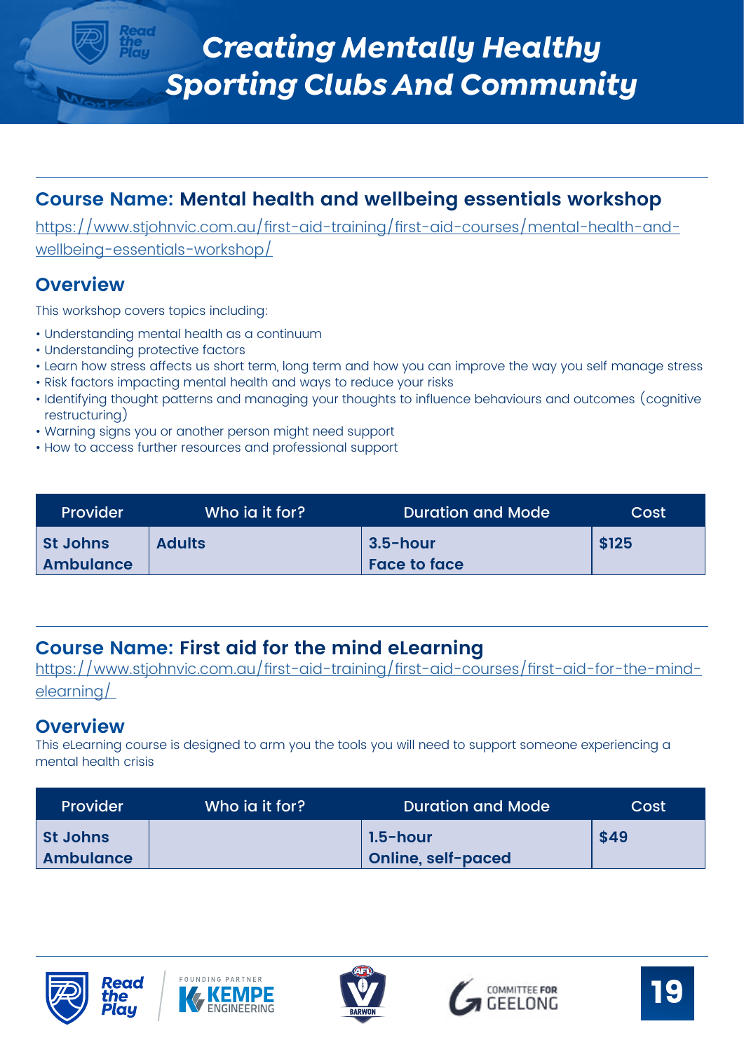# Creating Mentally Healthy Sporting Clubs And Community

## Course Name: Mental health and wellbeing essentials workshop

https://www.stjohnvic.com.au/first-aid-training/first-aid-courses/mental-health-and-wellbeing-essentials-workshop/

### Overview

This workshop covers topics including:

- Understanding mental health as a continuum
- Understanding protective factors
- Learn how stress affects us short term, long term and how you can improve the way you self manage stress
- Risk factors impacting mental health and ways to reduce your risks
- Identifying thought patterns and managing your thoughts to influence behaviours and outcomes (cognitive restructuring)
- Warning signs you or another person might need support
- How to access further resources and professional support

| Provider | Who ia it for? | Duration and Mode | Cost |
|---|---|---|---|
| **St Johns Ambulance** | **Adults** | **3.5-hour Face to face** | **$125** |

## Course Name: First aid for the mind eLearning

https://www.stjohnvic.com.au/first-aid-training/first-aid-courses/first-aid-for-the-mind-elearning/

### Overview

This eLearning course is designed to arm you the tools you will need to support someone experiencing a mental health crisis

| Provider | Who ia it for? | Duration and Mode | Cost |
|---|---|---|---|
| **St Johns Ambulance** | | **1.5-hour Online, self-paced** | **$49** |